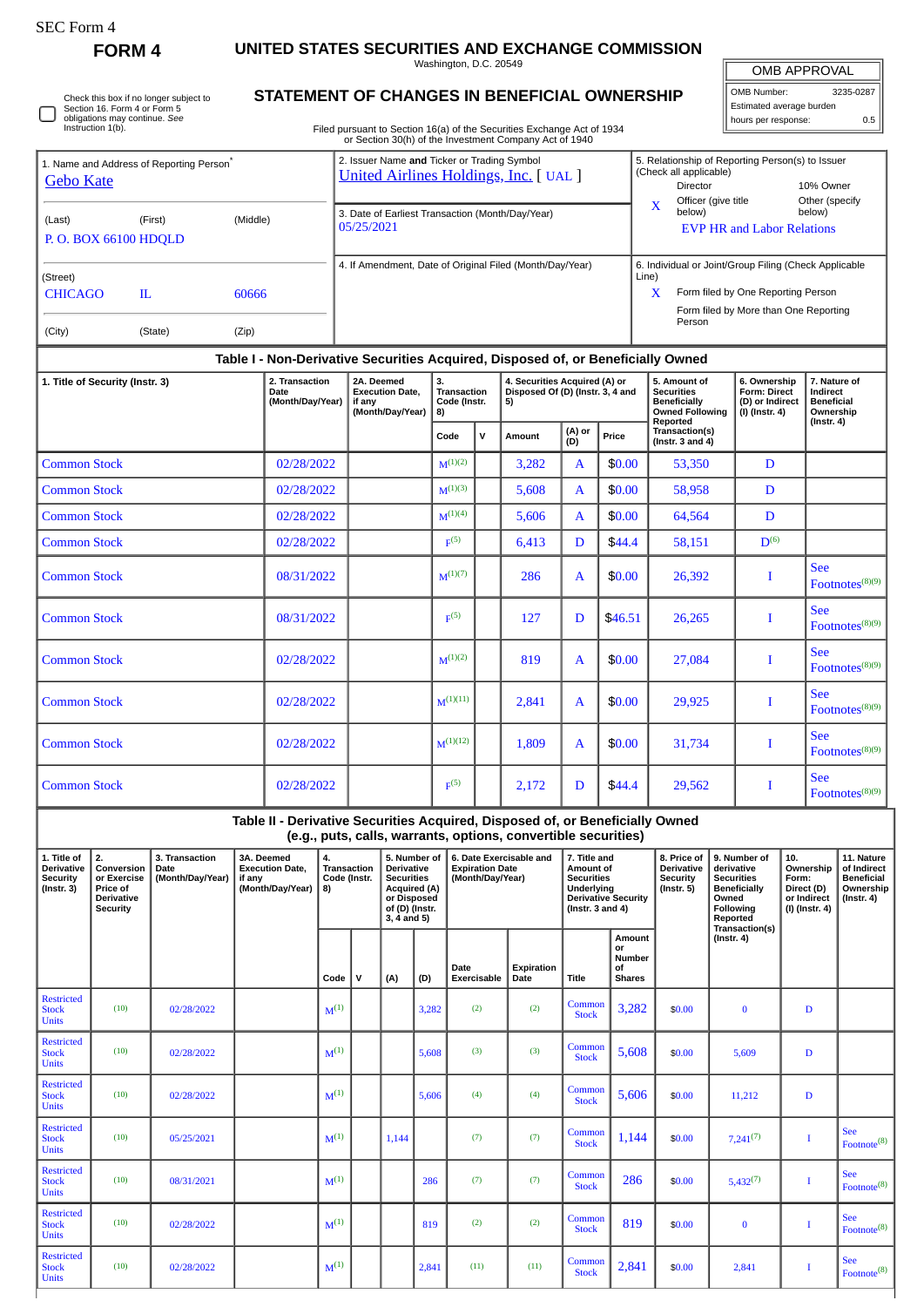SEC Form 4

**FORM 4**

# UNITED STATES SECURITIES AND EXCHANGE COMMISSION

Washington, D.C. 20549

## STATEMENT OF CHANGES IN BENEFICIAL OWNERSHIP

Filed pursuant to Section 16(a) of the Securities Exchange Act of 1934 or Section 30(h) of the Investment Company Act of 1940

| OMB APPROVAL | |
|---|---|
| OMB Number: | 3235-0287 |
| Estimated average burden | |
| hours per response: | 0.5 |

☐ Check this box if no longer subject to Section 16. Form 4 or Form 5 obligations may continue. *See* Instruction 1(b).

1. Name and Address of Reporting Person*
Gebo Kate

(Last) (First) (Middle)
P. O. BOX 66100 HDQLD

(Street)
CHICAGO IL 60666

(City) (State) (Zip)

2. Issuer Name **and** Ticker or Trading Symbol
United Airlines Holdings, Inc. [ UAL ]

3. Date of Earliest Transaction (Month/Day/Year)
05/25/2021

4. If Amendment, Date of Original Filed (Month/Day/Year)

5. Relationship of Reporting Person(s) to Issuer (Check all applicable)
Director
10% Owner
X Officer (give title below)
Other (specify below)
EVP HR and Labor Relations

6. Individual or Joint/Group Filing (Check Applicable Line)
X Form filed by One Reporting Person
Form filed by More than One Reporting Person

### Table I - Non-Derivative Securities Acquired, Disposed of, or Beneficially Owned

| 1. Title of Security (Instr. 3) | 2. Transaction Date (Month/Day/Year) | 2A. Deemed Execution Date, if any (Month/Day/Year) | 3. Transaction Code (Instr. 8) | | 4. Securities Acquired (A) or Disposed Of (D) (Instr. 3, 4 and 5) | | | 5. Amount of Securities Beneficially Owned Following Reported Transaction(s) (Instr. 3 and 4) | 6. Ownership Form: Direct (D) or Indirect (I) (Instr. 4) | 7. Nature of Indirect Beneficial Ownership (Instr. 4) |
|---|---|---|---|---|---|---|---|---|---|---|
| | | | Code | V | Amount | (A) or (D) | Price | | | |
| Common Stock | 02/28/2022 | | M[1][2] | | 3,282 | A | $0.00 | 53,350 | D | |
| Common Stock | 02/28/2022 | | M[1][3] | | 5,608 | A | $0.00 | 58,958 | D | |
| Common Stock | 02/28/2022 | | M[1][4] | | 5,606 | A | $0.00 | 64,564 | D | |
| Common Stock | 02/28/2022 | | F[5] | | 6,413 | D | $44.4 | 58,151 | D[6] | |
| Common Stock | 08/31/2022 | | M[1][7] | | 286 | A | $0.00 | 26,392 | I | See Footnotes[8][9] |
| Common Stock | 08/31/2022 | | F[5] | | 127 | D | $46.51 | 26,265 | I | See Footnotes[8][9] |
| Common Stock | 02/28/2022 | | M[1][2] | | 819 | A | $0.00 | 27,084 | I | See Footnotes[8][9] |
| Common Stock | 02/28/2022 | | M[1][11] | | 2,841 | A | $0.00 | 29,925 | I | See Footnotes[8][9] |
| Common Stock | 02/28/2022 | | M[1][12] | | 1,809 | A | $0.00 | 31,734 | I | See Footnotes[8][9] |
| Common Stock | 02/28/2022 | | F[5] | | 2,172 | D | $44.4 | 29,562 | I | See Footnotes[8][9] |

### Table II - Derivative Securities Acquired, Disposed of, or Beneficially Owned (e.g., puts, calls, warrants, options, convertible securities)

| 1. Title of Derivative Security (Instr. 3) | 2. Conversion or Exercise Price of Derivative Security | 3. Transaction Date (Month/Day/Year) | 3A. Deemed Execution Date, if any (Month/Day/Year) | 4. Transaction Code (Instr. 8) | | 5. Number of Derivative Securities Acquired (A) or Disposed of (D) (Instr. 3, 4 and 5) | | 6. Date Exercisable and Expiration Date (Month/Day/Year) | | 7. Title and Amount of Securities Underlying Derivative Security (Instr. 3 and 4) | | 8. Price of Derivative Security (Instr. 5) | 9. Number of derivative Securities Beneficially Owned Following Reported Transaction(s) (Instr. 4) | 10. Ownership Form: Direct (D) or Indirect (I) (Instr. 4) | 11. Nature of Indirect Beneficial Ownership (Instr. 4) |
|---|---|---|---|---|---|---|---|---|---|---|---|---|---|---|---|
| | | | | Code | V | (A) | (D) | Date Exercisable | Expiration Date | Title | Amount or Number of Shares | | | | |
| Restricted Stock Units | (10) | 02/28/2022 | | M[1] | | | 3,282 | (2) | (2) | Common Stock | 3,282 | $0.00 | 0 | D | |
| Restricted Stock Units | (10) | 02/28/2022 | | M[1] | | | 5,608 | (3) | (3) | Common Stock | 5,608 | $0.00 | 5,609 | D | |
| Restricted Stock Units | (10) | 02/28/2022 | | M[1] | | | 5,606 | (4) | (4) | Common Stock | 5,606 | $0.00 | 11,212 | D | |
| Restricted Stock Units | (10) | 05/25/2021 | | M[1] | | 1,144 | | (7) | (7) | Common Stock | 1,144 | $0.00 | 7,241[7] | I | See Footnote[8] |
| Restricted Stock Units | (10) | 08/31/2021 | | M[1] | | | 286 | (7) | (7) | Common Stock | 286 | $0.00 | 5,432[7] | I | See Footnote[8] |
| Restricted Stock Units | (10) | 02/28/2022 | | M[1] | | | 819 | (2) | (2) | Common Stock | 819 | $0.00 | 0 | I | See Footnote[8] |
| Restricted Stock Units | (10) | 02/28/2022 | | M[1] | | | 2,841 | (11) | (11) | Common Stock | 2,841 | $0.00 | 2,841 | I | See Footnote[8] |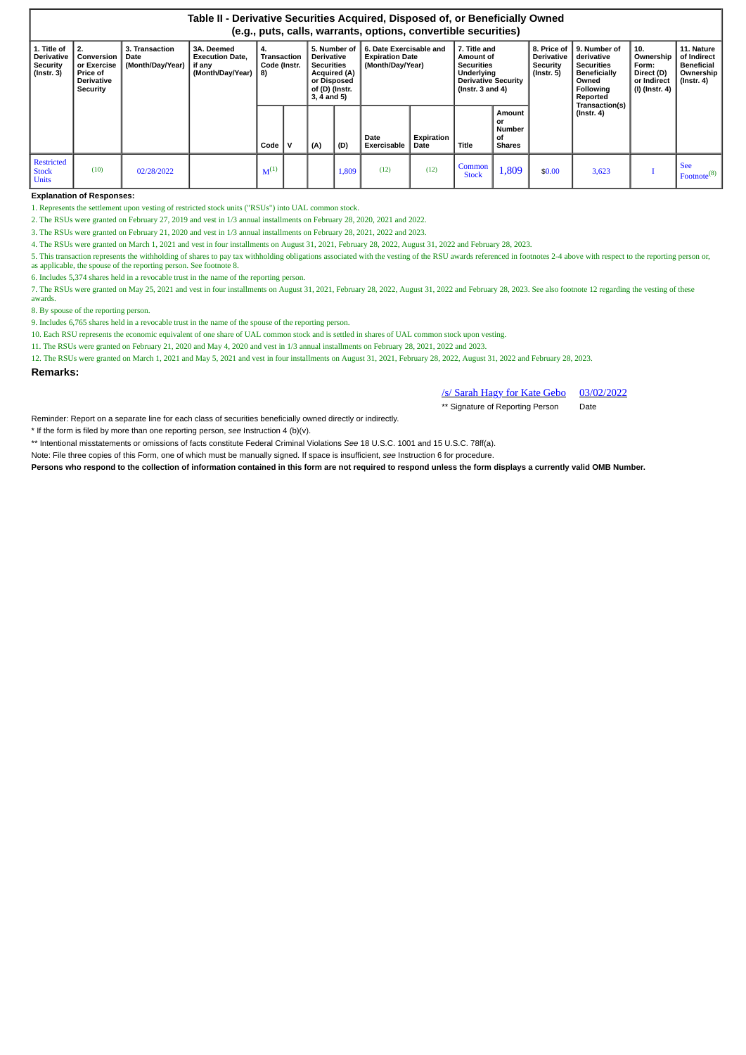## Table II - Derivative Securities Acquired, Disposed of, or Beneficially Owned
### (e.g., puts, calls, warrants, options, convertible securities)

| 1. Title of Derivative Security (Instr. 3) | 2. Conversion or Exercise Price of Derivative Security | 3. Transaction Date (Month/Day/Year) | 3A. Deemed Execution Date, if any (Month/Day/Year) | 4. Transaction Code (Instr. 8) | | 5. Number of Derivative Securities Acquired (A) or Disposed of (D) (Instr. 3, 4 and 5) | | 6. Date Exercisable and Expiration Date (Month/Day/Year) | | 7. Title and Amount of Securities Underlying Derivative Security (Instr. 3 and 4) | | 8. Price of Derivative Security (Instr. 5) | 9. Number of derivative Securities Beneficially Owned Following Reported Transaction(s) (Instr. 4) | 10. Ownership Form: Direct (D) or Indirect (I) (Instr. 4) | 11. Nature of Indirect Beneficial Ownership (Instr. 4) |
|---|---|---|---|---|---|---|---|---|---|---|---|---|---|---|---|
| | | | | Code | V | (A) | (D) | Date Exercisable | Expiration Date | Title | Amount or Number of Shares | | | | |
| Restricted Stock Units | (10) | 02/28/2022 | | M(1) | | | 1,809 | (12) | (12) | Common Stock | 1,809 | $0.00 | 3,623 | I | See Footnote(8) |

**Explanation of Responses:**

1. Represents the settlement upon vesting of restricted stock units ("RSUs") into UAL common stock.
2. The RSUs were granted on February 27, 2019 and vest in 1/3 annual installments on February 28, 2020, 2021 and 2022.
3. The RSUs were granted on February 21, 2020 and vest in 1/3 annual installments on February 28, 2021, 2022 and 2023.
4. The RSUs were granted on March 1, 2021 and vest in four installments on August 31, 2021, February 28, 2022, August 31, 2022 and February 28, 2023.
5. This transaction represents the withholding of shares to pay tax withholding obligations associated with the vesting of the RSU awards referenced in footnotes 2-4 above with respect to the reporting person or, as applicable, the spouse of the reporting person. See footnote 8.
6. Includes 5,374 shares held in a revocable trust in the name of the reporting person.
7. The RSUs were granted on May 25, 2021 and vest in four installments on August 31, 2021, February 28, 2022, August 31, 2022 and February 28, 2023. See also footnote 12 regarding the vesting of these awards.
8. By spouse of the reporting person.
9. Includes 6,765 shares held in a revocable trust in the name of the spouse of the reporting person.
10. Each RSU represents the economic equivalent of one share of UAL common stock and is settled in shares of UAL common stock upon vesting.
11. The RSUs were granted on February 21, 2020 and May 4, 2020 and vest in 1/3 annual installments on February 28, 2021, 2022 and 2023.
12. The RSUs were granted on March 1, 2021 and May 5, 2021 and vest in four installments on August 31, 2021, February 28, 2022, August 31, 2022 and February 28, 2023.

**Remarks:**

/s/ Sarah Hagy for Kate Gebo 03/02/2022

** Signature of Reporting Person Date

Reminder: Report on a separate line for each class of securities beneficially owned directly or indirectly.

* If the form is filed by more than one reporting person, *see* Instruction 4 (b)(v).

** Intentional misstatements or omissions of facts constitute Federal Criminal Violations *See* 18 U.S.C. 1001 and 15 U.S.C. 78ff(a).

Note: File three copies of this Form, one of which must be manually signed. If space is insufficient, *see* Instruction 6 for procedure.

**Persons who respond to the collection of information contained in this form are not required to respond unless the form displays a currently valid OMB Number.**